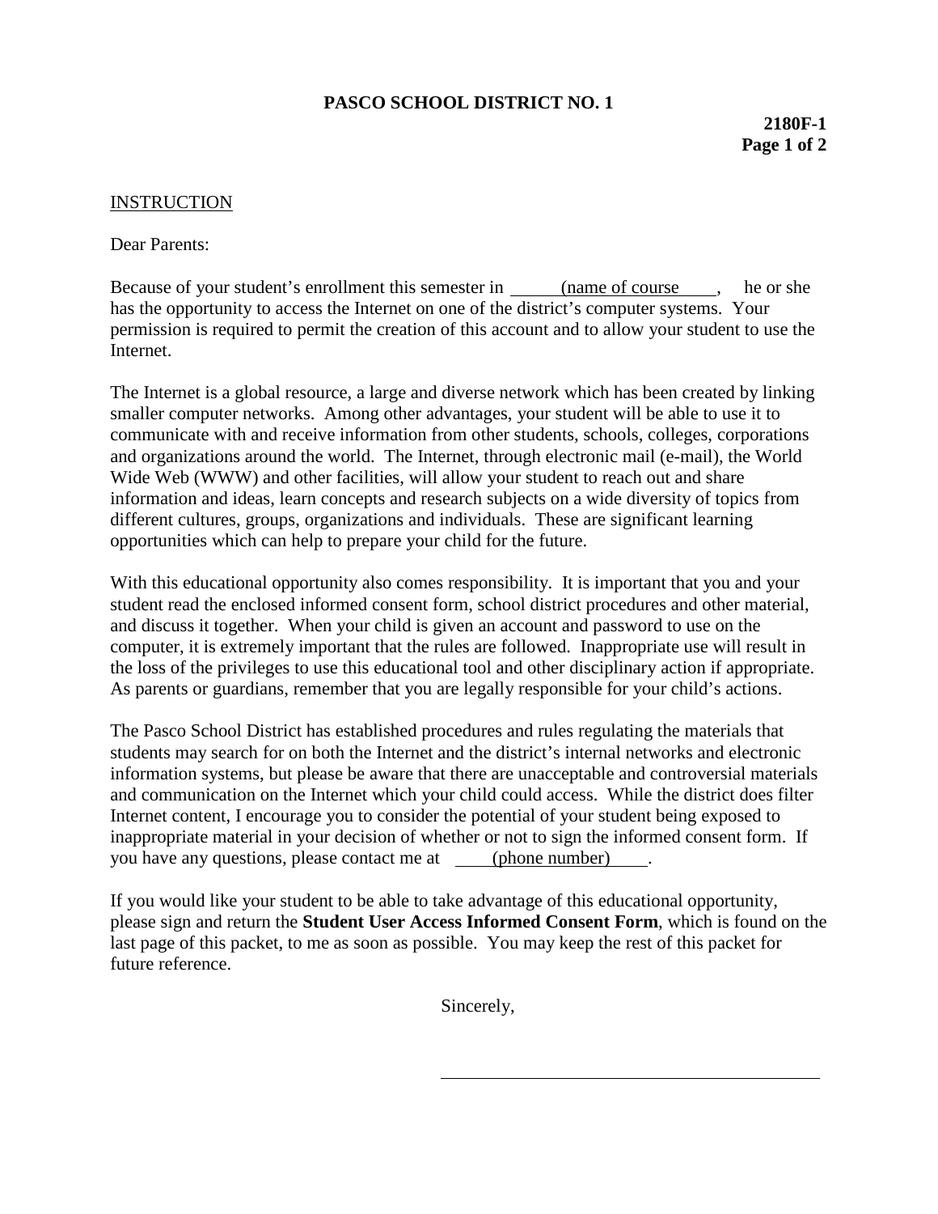**PASCO SCHOOL DISTRICT NO. 1**

**2180F-1**

INSTRUCTION

Dear Parents:

Because of your student's enrollment this semester in (name of course , he or she has the opportunity to access the Internet on one of the district's computer systems. Your permission is required to permit the creation of this account and to allow your student to use the Internet.

The Internet is a global resource, a large and diverse network which has been created by linking smaller computer networks. Among other advantages, your student will be able to use it to communicate with and receive information from other students, schools, colleges, corporations and organizations around the world. The Internet, through electronic mail (e-mail), the World Wide Web (WWW) and other facilities, will allow your student to reach out and share information and ideas, learn concepts and research subjects on a wide diversity of topics from different cultures, groups, organizations and individuals. These are significant learning opportunities which can help to prepare your child for the future.

With this educational opportunity also comes responsibility. It is important that you and your student read the enclosed informed consent form, school district procedures and other material, and discuss it together. When your child is given an account and password to use on the computer, it is extremely important that the rules are followed. Inappropriate use will result in the loss of the privileges to use this educational tool and other disciplinary action if appropriate. As parents or guardians, remember that you are legally responsible for your child's actions.

The Pasco School District has established procedures and rules regulating the materials that students may search for on both the Internet and the district's internal networks and electronic information systems, but please be aware that there are unacceptable and controversial materials and communication on the Internet which your child could access. While the district does filter Internet content, I encourage you to consider the potential of your student being exposed to inappropriate material in your decision of whether or not to sign the informed consent form. If you have any questions, please contact me at (phone number) .

If you would like your student to be able to take advantage of this educational opportunity, please sign and return the **Student User Access Informed Consent Form**, which is found on the last page of this packet, to me as soon as possible. You may keep the rest of this packet for future reference.

Sincerely,

\_\_\_\_\_\_\_\_\_\_\_\_\_\_\_\_\_\_\_\_\_\_\_\_\_\_\_\_\_\_\_\_\_\_\_\_\_\_\_\_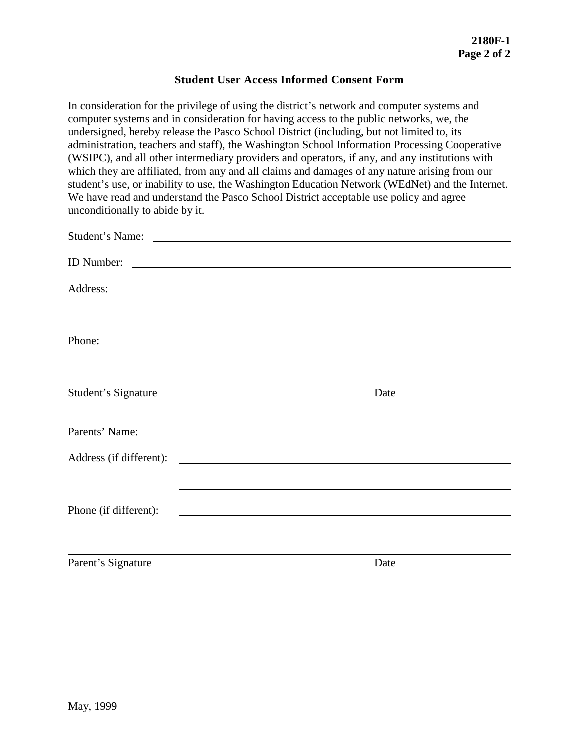## Student User Access Informed Consent Form

In consideration for the privilege of using the district's network and computer systems and computer systems and in consideration for having access to the public networks, we, the undersigned, hereby release the Pasco School District (including, but not limited to, its administration, teachers and staff), the Washington School Information Processing Cooperative (WSIPC), and all other intermediary providers and operators, if any, and any institutions with which they are affiliated, from any and all claims and damages of any nature arising from our student's use, or inability to use, the Washington Education Network (WEdNet) and the Internet. We have read and understand the Pasco School District acceptable use policy and agree unconditionally to abide by it.

Student's Name: ______________________________________________

ID Number: ______________________________________________

Address: ______________________________________________

______________________________________________

Phone: ______________________________________________

______________________________________________

Student's Signature Date

Parents' Name: ______________________________________________

Address (if different): ______________________________________________

______________________________________________

Phone (if different): ______________________________________________

______________________________________________

Parent's Signature Date

May, 1999